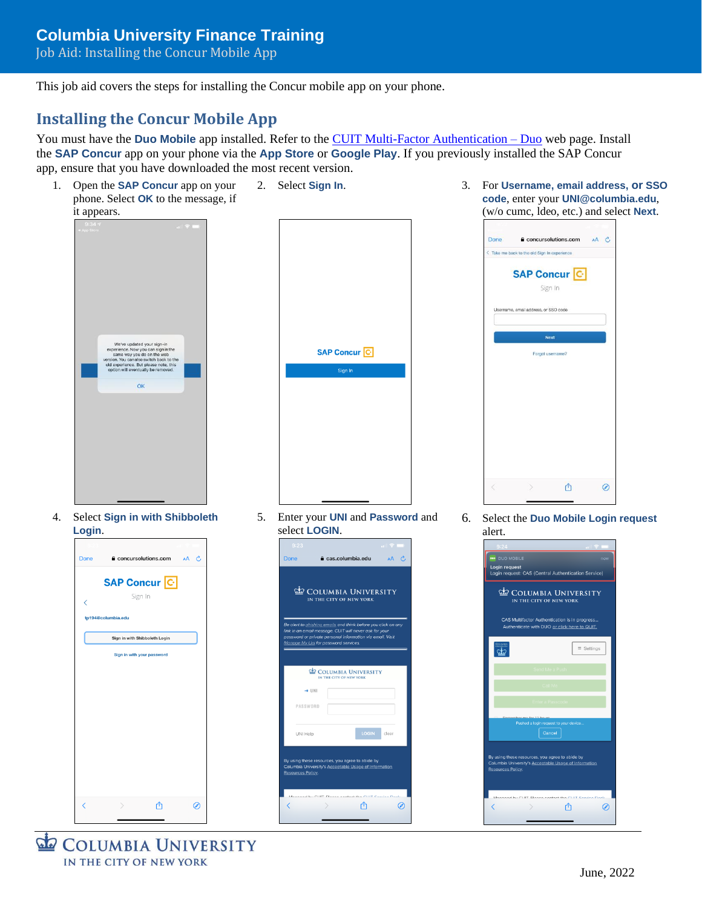# Columbia University Finance Training

Job Aid: Installing the Concur Mobile App

This job aid covers the steps for installing the Concur mobile app on your phone.

## Installing the Concur Mobile App

You must have the **Duo Mobile** app installed. Refer to the CUIT Multi-Factor Authentication – Duo web page. Install the **SAP Concur** app on your phone via the **App Store** or **Google Play**. If you previously installed the SAP Concur app, ensure that you have downloaded the most recent version.

1. Open the **SAP Concur** app on your phone. Select **OK** to the message, if it appears.
2. Select **Sign In**.
3. For **Username, email address, or SSO code**, enter your **UNI@columbia.edu**, (w/o cumc, ldeo, etc.) and select **Next**.
4. Select **Sign in with Shibboleth Login**.
5. Enter your **UNI** and **Password** and select **LOGIN**.
6. Select the **Duo Mobile Login request** alert.

June, 2022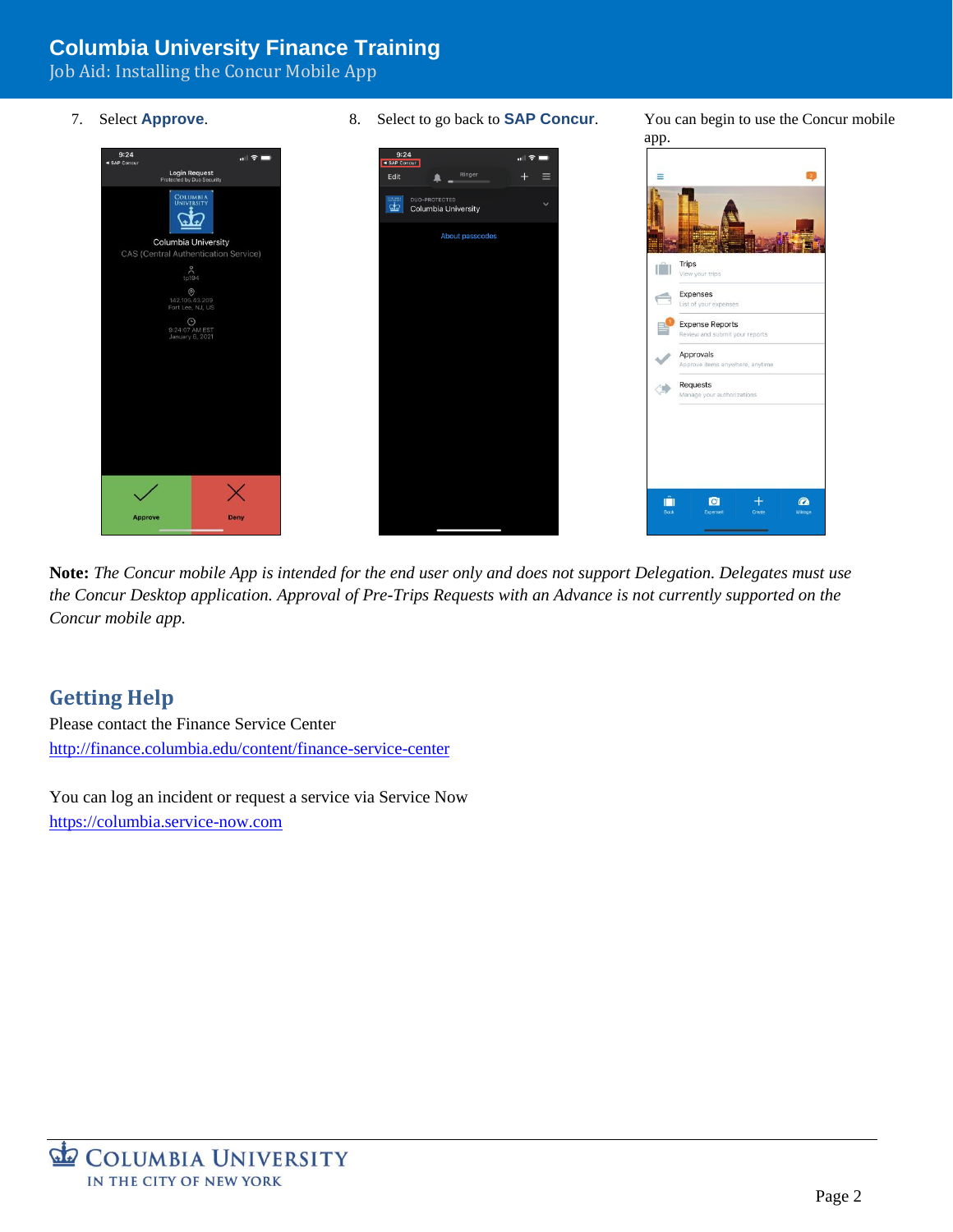7. Select **Approve**.

8. Select to go back to **SAP Concur**.

You can begin to use the Concur mobile app.

**Note:** *The Concur mobile App is intended for the end user only and does not support Delegation. Delegates must use the Concur Desktop application. Approval of Pre-Trips Requests with an Advance is not currently supported on the Concur mobile app.*

## Getting Help

Please contact the Finance Service Center
[http://finance.columbia.edu/content/finance-service-center](http://finance.columbia.edu/content/finance-service-center)

You can log an incident or request a service via Service Now
[https://columbia.service-now.com](https://columbia.service-now.com)